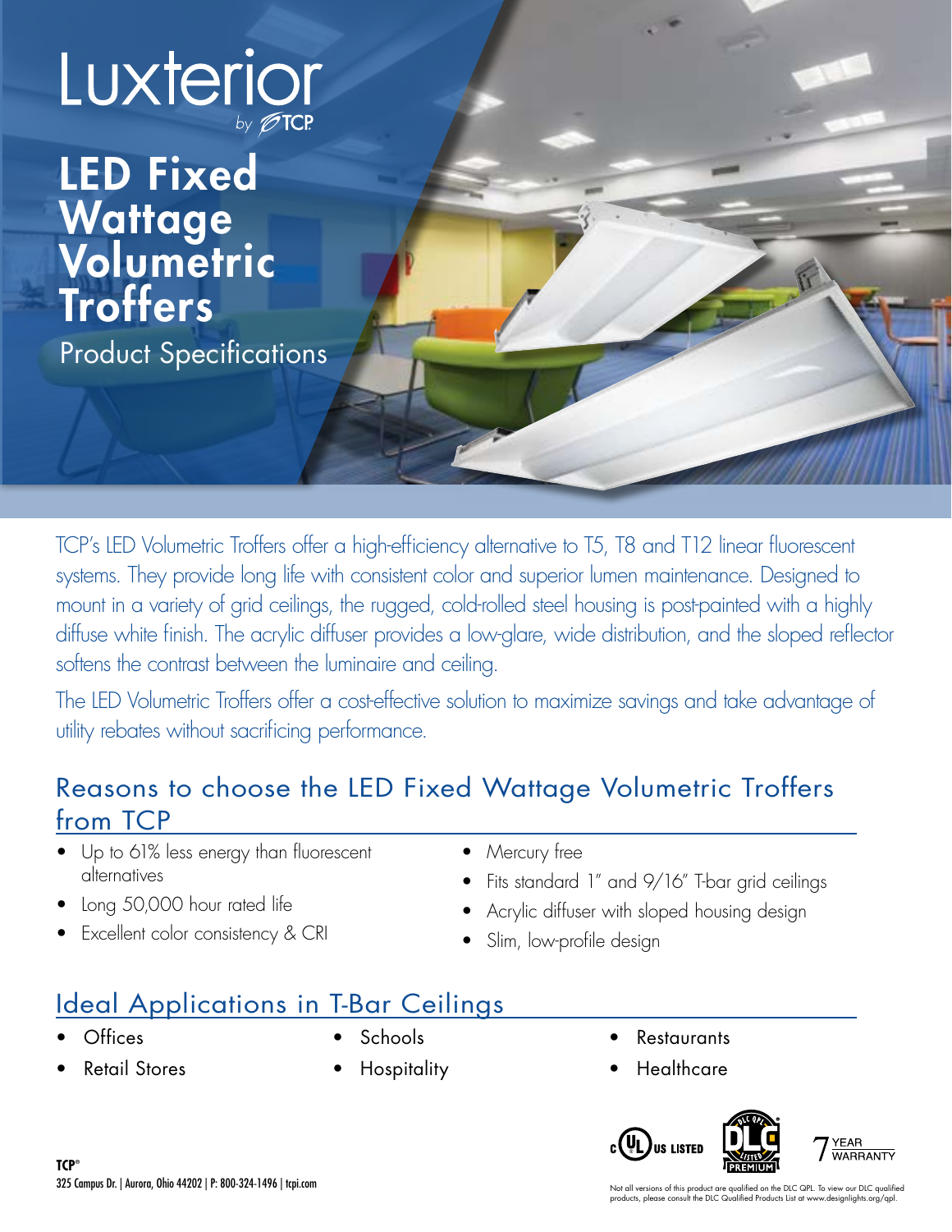# Luxterior

by TCP

# LED Fixed Wattage Volumetric Troffers

Product Specifications

TCP's LED Volumetric Troffers offer a high-efficiency alternative to T5, T8 and T12 linear fluorescent systems. They provide long life with consistent color and superior lumen maintenance. Designed to mount in a variety of grid ceilings, the rugged, cold-rolled steel housing is post-painted with a highly diffuse white finish. The acrylic diffuser provides a low-glare, wide distribution, and the sloped reflector softens the contrast between the luminaire and ceiling.

The LED Volumetric Troffers offer a cost-effective solution to maximize savings and take advantage of utility rebates without sacrificing performance.

## Reasons to choose the LED Fixed Wattage Volumetric Troffers from TCP

- Up to 61% less energy than fluorescent alternatives
- Long 50,000 hour rated life
- Excellent color consistency & CRI
- Mercury free
- Fits standard 1" and 9/16" T-bar grid ceilings
- Acrylic diffuser with sloped housing design
- Slim, low-profile design

## Ideal Applications in T-Bar Ceilings

- Offices
- Retail Stores
- Schools
- Hospitality
- Restaurants
- Healthcare

c UL US LISTED | DLC QPL LISTED PREMIUM | 7 YEAR WARRANTY

**TCP®**
325 Campus Dr. | Aurora, Ohio 44202 | P: 800-324-1496 | tcpi.com

Not all versions of this product are qualified on the DLC QPL. To view our DLC qualified products, please consult the DLC Qualified Products List at www.designlights.org/qpl.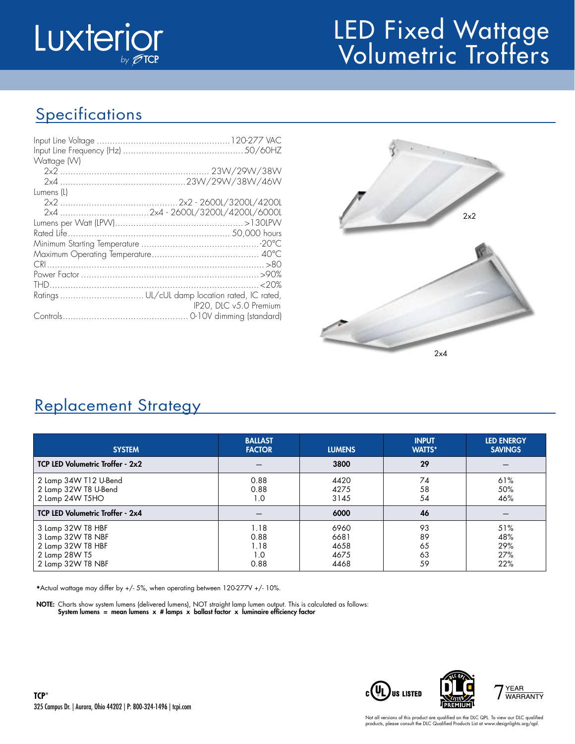# LED Fixed Wattage Volumetric Troffers

Luxterior by TCP

## Specifications

| | |
|---|---|
| Input Line Voltage | 120-277 VAC |
| Input Line Frequency (Hz) | 50/60HZ |
| Wattage (W) | |
| 2x2 | 23W/29W/38W |
| 2x4 | 23W/29W/38W/46W |
| Lumens (L) | |
| 2x2 | 2x2 - 2600L/3200L/4200L |
| 2x4 | 2x4 - 2600L/3200L/4200L/6000L |
| Lumens per Watt (LPW) | >130LPW |
| Rated Life | 50,000 hours |
| Minimum Starting Temperature | -20°C |
| Maximum Operating Temperature | 40°C |
| CRI | >80 |
| Power Factor | >90% |
| THD | <20% |
| Ratings | UL/cUL damp location rated, IC rated, IP20, DLC v5.0 Premium |
| Controls | 0-10V dimming (standard) |

2x2

2x4

## Replacement Strategy

| SYSTEM | BALLAST FACTOR | LUMENS | INPUT WATTS* | LED ENERGY SAVINGS |
|---|---|---|---|---|
| **TCP LED Volumetric Troffer - 2x2** | – | **3800** | **29** | – |
| 2 Lamp 34W T12 U-Bend | 0.88 | 4420 | 74 | 61% |
| 2 Lamp 32W T8 U-Bend | 0.88 | 4275 | 58 | 50% |
| 2 Lamp 24W T5HO | 1.0 | 3145 | 54 | 46% |
| **TCP LED Volumetric Troffer - 2x4** | – | **6000** | **46** | – |
| 3 Lamp 32W T8 HBF | 1.18 | 6960 | 93 | 51% |
| 3 Lamp 32W T8 NBF | 0.88 | 6681 | 89 | 48% |
| 2 Lamp 32W T8 HBF | 1.18 | 4658 | 65 | 29% |
| 2 Lamp 28W T5 | 1.0 | 4675 | 63 | 27% |
| 2 Lamp 32W T8 NBF | 0.88 | 4468 | 59 | 22% |

*Actual wattage may differ by +/- 5%, when operating between 120-277V +/- 10%.

**NOTE:** Charts show system lumens (delivered lumens), NOT straight lamp lumen output. This is calculated as follows:
**System lumens = mean lumens x # lamps x ballast factor x luminaire efficiency factor**

c UL US LISTED — DLC QPL LISTED PREMIUM — 7 YEAR WARRANTY

**TCP®**
325 Campus Dr. | Aurora, Ohio 44202 | P: 800-324-1496 | tcpi.com

Not all versions of this product are qualified on the DLC QPL. To view our DLC qualified products, please consult the DLC Qualified Products List at www.designlights.org/qpl.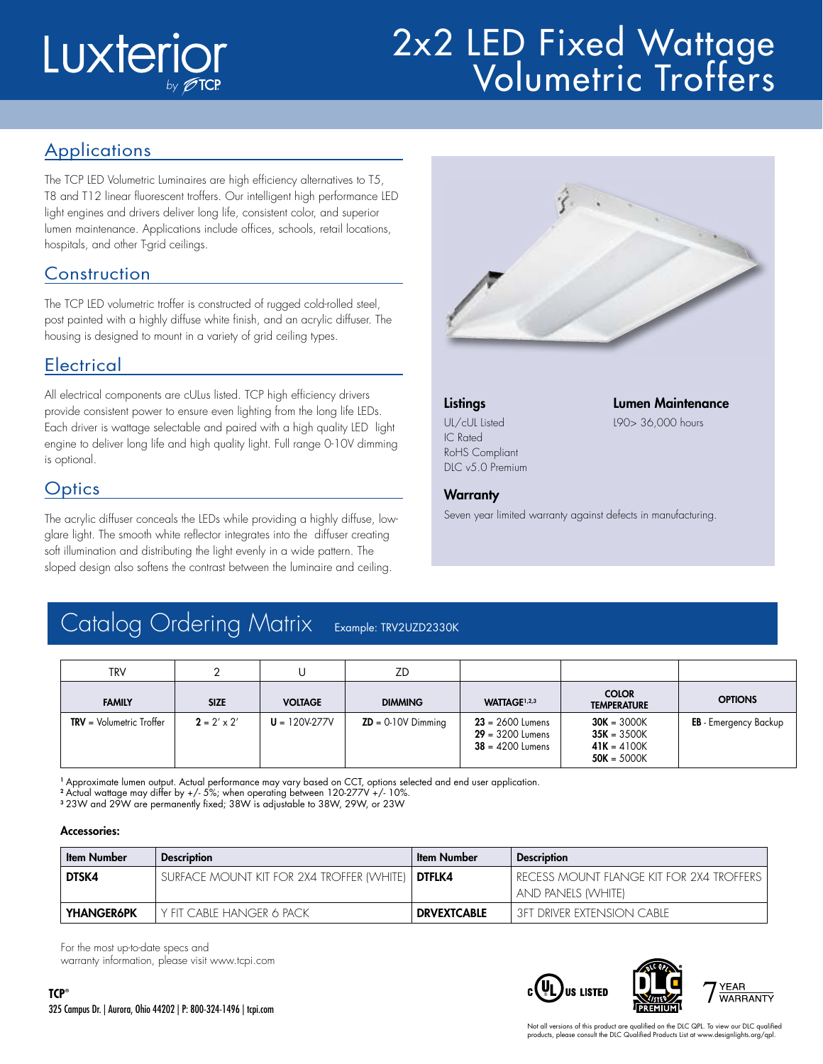# Luxterior by TCP

# 2x2 LED Fixed Wattage Volumetric Troffers

## Applications

The TCP LED Volumetric Luminaires are high efficiency alternatives to T5, T8 and T12 linear fluorescent troffers. Our intelligent high performance LED light engines and drivers deliver long life, consistent color, and superior lumen maintenance. Applications include offices, schools, retail locations, hospitals, and other T-grid ceilings.

## Construction

The TCP LED volumetric troffer is constructed of rugged cold-rolled steel, post painted with a highly diffuse white finish, and an acrylic diffuser. The housing is designed to mount in a variety of grid ceiling types.

## Electrical

All electrical components are cULus listed. TCP high efficiency drivers provide consistent power to ensure even lighting from the long life LEDs. Each driver is wattage selectable and paired with a high quality LED light engine to deliver long life and high quality light. Full range 0-10V dimming is optional.

## Optics

The acrylic diffuser conceals the LEDs while providing a highly diffuse, low-glare light. The smooth white reflector integrates into the diffuser creating soft illumination and distributing the light evenly in a wide pattern. The sloped design also softens the contrast between the luminaire and ceiling.

### Listings

UL/cUL Listed
IC Rated
RoHS Compliant
DLC v5.0 Premium

### Lumen Maintenance

L90> 36,000 hours

### Warranty

Seven year limited warranty against defects in manufacturing.

## Catalog Ordering Matrix

Example: TRV2UZD2330K

| TRV | 2 | U | ZD | | | |
|---|---|---|---|---|---|---|
| **FAMILY** | **SIZE** | **VOLTAGE** | **DIMMING** | **WATTAGE[1,2,3]** | **COLOR TEMPERATURE** | **OPTIONS** |
| **TRV** = Volumetric Troffer | **2** = 2' x 2' | **U** = 120V-277V | **ZD** = 0-10V Dimming | **23** = 2600 Lumens<br>**29** = 3200 Lumens<br>**38** = 4200 Lumens | **30K** = 3000K<br>**35K** = 3500K<br>**41K** = 4100K<br>**50K** = 5000K | **EB** - Emergency Backup |

[1] Approximate lumen output. Actual performance may vary based on CCT, options selected and end user application.
[2] Actual wattage may differ by +/- 5%; when operating between 120-277V +/- 10%.
[3] 23W and 29W are permanently fixed; 38W is adjustable to 38W, 29W, or 23W

**Accessories:**

| Item Number | Description | Item Number | Description |
|---|---|---|---|
| **DTSK4** | SURFACE MOUNT KIT FOR 2X4 TROFFER (WHITE) | **DTFLK4** | RECESS MOUNT FLANGE KIT FOR 2X4 TROFFERS AND PANELS (WHITE) |
| **YHANGER6PK** | Y FIT CABLE HANGER 6 PACK | **DRVEXTCABLE** | 3FT DRIVER EXTENSION CABLE |

For the most up-to-date specs and warranty information, please visit www.tcpi.com

**TCP®**
325 Campus Dr. | Aurora, Ohio 44202 | P: 800-324-1496 | tcpi.com

c UL US LISTED — DLC QPL LISTED PREMIUM — 7 YEAR WARRANTY

Not all versions of this product are qualified on the DLC QPL. To view our DLC qualified products, please consult the DLC Qualified Products List at www.designlights.org/qpl.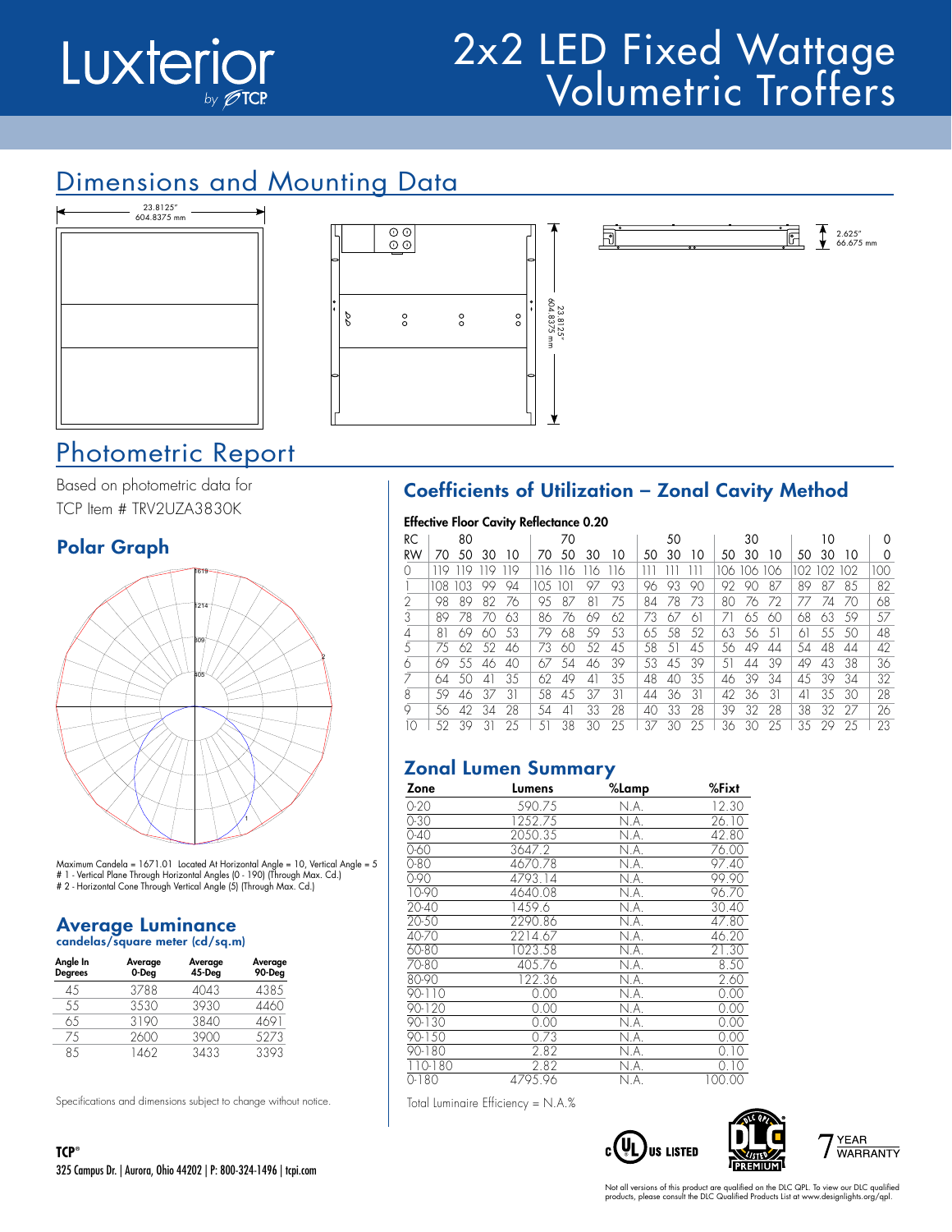# Luxterior by TCP

# 2x2 LED Fixed Wattage Volumetric Troffers

## Dimensions and Mounting Data

23.8125"
604.8375 mm

23.8125"
604.8375 mm

2.625"
66.675 mm

## Photometric Report

Based on photometric data for
TCP Item # TRV2UZA3830K

### Polar Graph

Maximum Candela = 1671.01 Located At Horizontal Angle = 10, Vertical Angle = 5
# 1 - Vertical Plane Through Horizontal Angles (0 - 190) (Through Max. Cd.)
# 2 - Horizontal Cone Through Vertical Angle (5) (Through Max. Cd.)

### Average Luminance

candelas/square meter (cd/sq.m)

| Angle In Degrees | Average 0-Deg | Average 45-Deg | Average 90-Deg |
|---|---|---|---|
| 45 | 3788 | 4043 | 4385 |
| 55 | 3530 | 3930 | 4460 |
| 65 | 3190 | 3840 | 4691 |
| 75 | 2600 | 3900 | 5273 |
| 85 | 1462 | 3433 | 3393 |

Specifications and dimensions subject to change without notice.

### Coefficients of Utilization – Zonal Cavity Method

**Effective Floor Cavity Reflectance 0.20**

| RC | 80 | | | | 70 | | | | 50 | | | 30 | | | 10 | | | 0 |
|---|---|---|---|---|---|---|---|---|---|---|---|---|---|---|---|---|---|---|
| RW | 70 | 50 | 30 | 10 | 70 | 50 | 30 | 10 | 50 | 30 | 10 | 50 | 30 | 10 | 50 | 30 | 10 | 0 |
| 0 | 119 | 119 | 119 | 119 | 116 | 116 | 116 | 116 | 111 | 111 | 111 | 106 | 106 | 106 | 102 | 102 | 102 | 100 |
| 1 | 108 | 103 | 99 | 94 | 105 | 101 | 97 | 93 | 96 | 93 | 90 | 92 | 90 | 87 | 89 | 87 | 85 | 82 |
| 2 | 98 | 89 | 82 | 76 | 95 | 87 | 81 | 75 | 84 | 78 | 73 | 80 | 76 | 72 | 77 | 74 | 70 | 68 |
| 3 | 89 | 78 | 70 | 63 | 86 | 76 | 69 | 62 | 73 | 67 | 61 | 71 | 65 | 60 | 68 | 63 | 59 | 57 |
| 4 | 81 | 69 | 60 | 53 | 79 | 68 | 59 | 53 | 65 | 58 | 52 | 63 | 56 | 51 | 61 | 55 | 50 | 48 |
| 5 | 75 | 62 | 52 | 46 | 73 | 60 | 52 | 45 | 58 | 51 | 45 | 56 | 49 | 44 | 54 | 48 | 44 | 42 |
| 6 | 69 | 55 | 46 | 40 | 67 | 54 | 46 | 39 | 53 | 45 | 39 | 51 | 44 | 39 | 49 | 43 | 38 | 36 |
| 7 | 64 | 50 | 41 | 35 | 62 | 49 | 41 | 35 | 48 | 40 | 35 | 46 | 39 | 34 | 45 | 39 | 34 | 32 |
| 8 | 59 | 46 | 37 | 31 | 58 | 45 | 37 | 31 | 44 | 36 | 31 | 42 | 36 | 31 | 41 | 35 | 30 | 28 |
| 9 | 56 | 42 | 34 | 28 | 54 | 41 | 33 | 28 | 40 | 33 | 28 | 39 | 32 | 28 | 38 | 32 | 27 | 26 |
| 10 | 52 | 39 | 31 | 25 | 51 | 38 | 30 | 25 | 37 | 30 | 25 | 36 | 30 | 25 | 35 | 29 | 25 | 23 |

### Zonal Lumen Summary

| Zone | Lumens | %Lamp | %Fixt |
|---|---|---|---|
| 0-20 | 590.75 | N.A. | 12.30 |
| 0-30 | 1252.75 | N.A. | 26.10 |
| 0-40 | 2050.35 | N.A. | 42.80 |
| 0-60 | 3647.2 | N.A. | 76.00 |
| 0-80 | 4670.78 | N.A. | 97.40 |
| 0-90 | 4793.14 | N.A. | 99.90 |
| 10-90 | 4640.08 | N.A. | 96.70 |
| 20-40 | 1459.6 | N.A. | 30.40 |
| 20-50 | 2290.86 | N.A. | 47.80 |
| 40-70 | 2214.67 | N.A. | 46.20 |
| 60-80 | 1023.58 | N.A. | 21.30 |
| 70-80 | 405.76 | N.A. | 8.50 |
| 80-90 | 122.36 | N.A. | 2.60 |
| 90-110 | 0.00 | N.A. | 0.00 |
| 90-120 | 0.00 | N.A. | 0.00 |
| 90-130 | 0.00 | N.A. | 0.00 |
| 90-150 | 0.73 | N.A. | 0.00 |
| 90-180 | 2.82 | N.A. | 0.10 |
| 110-180 | 2.82 | N.A. | 0.10 |
| 0-180 | 4795.96 | N.A. | 100.00 |

Total Luminaire Efficiency = N.A.%

c UL US LISTED — DLC Premium — 7 YEAR WARRANTY

Not all versions of this product are qualified on the DLC QPL. To view our DLC qualified products, please consult the DLC Qualified Products List at www.designlights.org/qpl.

**TCP®**
325 Campus Dr. | Aurora, Ohio 44202 | P: 800-324-1496 | tcpi.com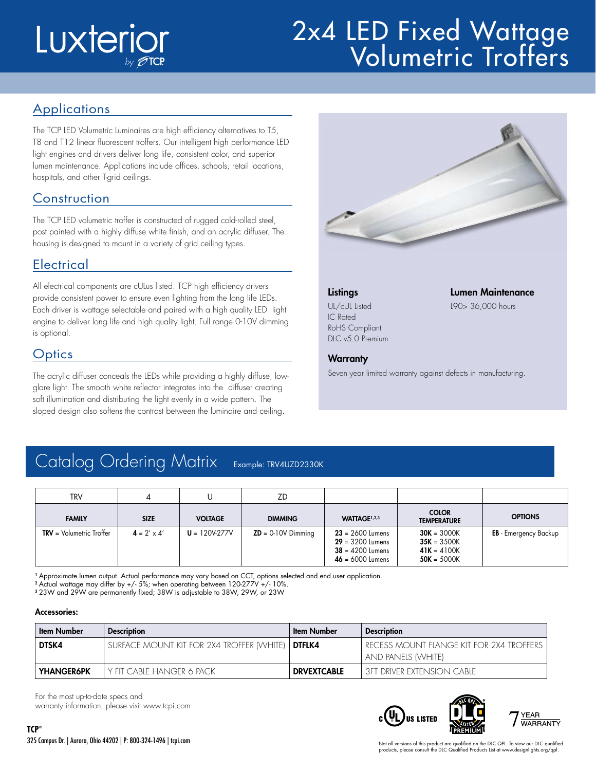# 2x4 LED Fixed Wattage Volumetric Troffers

Luxterior by TCP

## Applications

The TCP LED Volumetric Luminaires are high efficiency alternatives to T5, T8 and T12 linear fluorescent troffers. Our intelligent high performance LED light engines and drivers deliver long life, consistent color, and superior lumen maintenance. Applications include offices, schools, retail locations, hospitals, and other T-grid ceilings.

## Construction

The TCP LED volumetric troffer is constructed of rugged cold-rolled steel, post painted with a highly diffuse white finish, and an acrylic diffuser. The housing is designed to mount in a variety of grid ceiling types.

## Electrical

All electrical components are cULus listed. TCP high efficiency drivers provide consistent power to ensure even lighting from the long life LEDs. Each driver is wattage selectable and paired with a high quality LED light engine to deliver long life and high quality light. Full range 0-10V dimming is optional.

## Optics

The acrylic diffuser conceals the LEDs while providing a highly diffuse, low-glare light. The smooth white reflector integrates into the diffuser creating soft illumination and distributing the light evenly in a wide pattern. The sloped design also softens the contrast between the luminaire and ceiling.

### Listings

UL/cUL Listed
IC Rated
RoHS Compliant
DLC v5.0 Premium

### Lumen Maintenance

L90> 36,000 hours

### Warranty

Seven year limited warranty against defects in manufacturing.

## Catalog Ordering Matrix

Example: TRV4UZD2330K

| TRV | 4 | U | ZD | | | |
|---|---|---|---|---|---|---|
| **FAMILY** | **SIZE** | **VOLTAGE** | **DIMMING** | **WATTAGE[1,2,3]** | **COLOR TEMPERATURE** | **OPTIONS** |
| **TRV** = Volumetric Troffer | **4** = 2' x 4' | **U** = 120V-277V | **ZD** = 0-10V Dimming | **23** = 2600 Lumens<br>**29** = 3200 Lumens<br>**38** = 4200 Lumens<br>**46** = 6000 Lumens | **30K** = 3000K<br>**35K** = 3500K<br>**41K** = 4100K<br>**50K** = 5000K | **EB** - Emergency Backup |

[1] Approximate lumen output. Actual performance may vary based on CCT, options selected and end user application.
[2] Actual wattage may differ by +/- 5%; when operating between 120-277V +/- 10%.
[3] 23W and 29W are permanently fixed; 38W is adjustable to 38W, 29W, or 23W

**Accessories:**

| Item Number | Description | Item Number | Description |
|---|---|---|---|
| **DTSK4** | SURFACE MOUNT KIT FOR 2X4 TROFFER (WHITE) | **DTFLK4** | RECESS MOUNT FLANGE KIT FOR 2X4 TROFFERS AND PANELS (WHITE) |
| **YHANGER6PK** | Y FIT CABLE HANGER 6 PACK | **DRVEXTCABLE** | 3FT DRIVER EXTENSION CABLE |

For the most up-to-date specs and warranty information, please visit www.tcpi.com

**TCP®**
325 Campus Dr. | Aurora, Ohio 44202 | P: 800-324-1496 | tcpi.com

c UL US LISTED | DLC QPL LISTED PREMIUM | 7 YEAR WARRANTY

Not all versions of this product are qualified on the DLC QPL. To view our DLC qualified products, please consult the DLC Qualified Products List at www.designlights.org/qpl.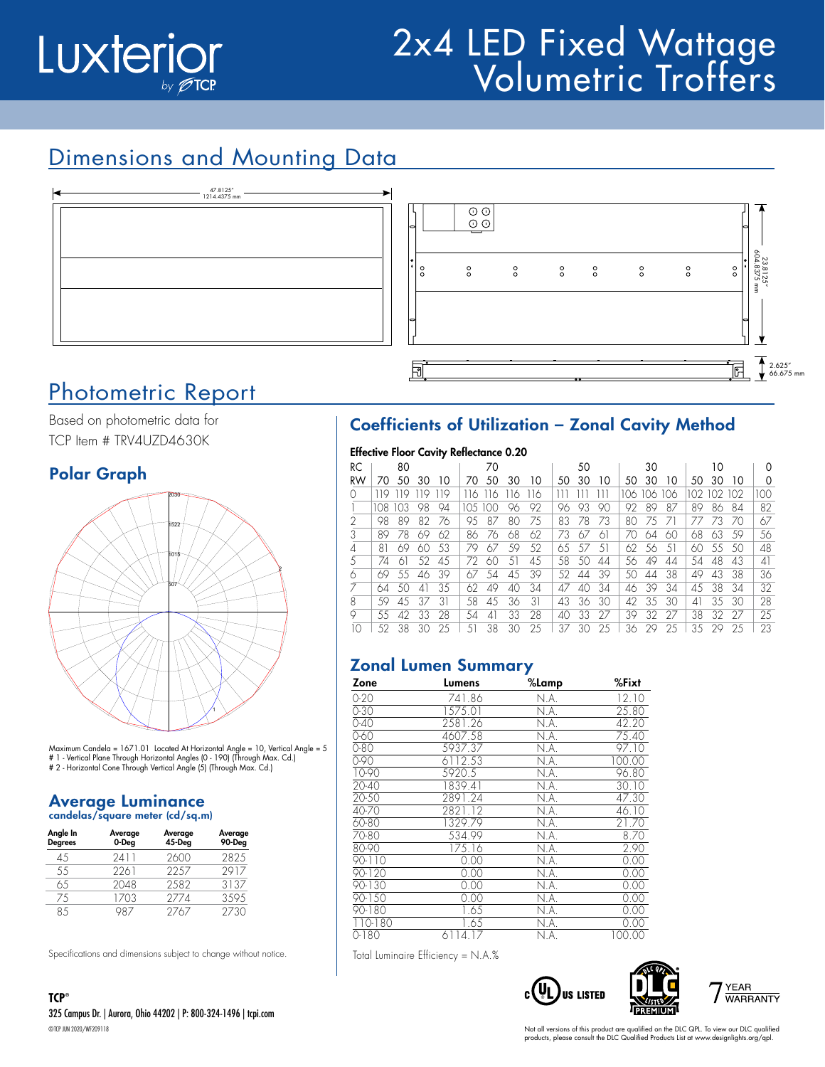# 2x4 LED Fixed Wattage Volumetric Troffers

## Dimensions and Mounting Data

47.8125"
1214.4375 mm

23.8125"
604.8375 mm

2.625"
66.675 mm

## Photometric Report

Based on photometric data for
TCP Item # TRV4UZD4630K

### Polar Graph

2030
1522
1015
507
2
1

Maximum Candela = 1671.01 Located At Horizontal Angle = 10, Vertical Angle = 5
# 1 - Vertical Plane Through Horizontal Angles (0 - 190) (Through Max. Cd.)
# 2 - Horizontal Cone Through Vertical Angle (5) (Through Max. Cd.)

### Average Luminance

candelas/square meter (cd/sq.m)

| Angle In Degrees | Average 0-Deg | Average 45-Deg | Average 90-Deg |
|---|---|---|---|
| 45 | 2411 | 2600 | 2825 |
| 55 | 2261 | 2257 | 2917 |
| 65 | 2048 | 2582 | 3137 |
| 75 | 1703 | 2774 | 3595 |
| 85 | 987 | 2767 | 2730 |

Specifications and dimensions subject to change without notice.

### Coefficients of Utilization – Zonal Cavity Method

**Effective Floor Cavity Reflectance 0.20**

| RC | 80 | | | | 70 | | | | 50 | | | 30 | | | 10 | | | 0 |
|---|---|---|---|---|---|---|---|---|---|---|---|---|---|---|---|---|---|---|
| RW | 70 | 50 | 30 | 10 | 70 | 50 | 30 | 10 | 50 | 30 | 10 | 50 | 30 | 10 | 50 | 30 | 10 | 0 |
| 0 | 119 | 119 | 119 | 119 | 116 | 116 | 116 | 116 | 111 | 111 | 111 | 106 | 106 | 106 | 102 | 102 | 102 | 100 |
| 1 | 108 | 103 | 98 | 94 | 105 | 100 | 96 | 92 | 96 | 93 | 90 | 92 | 89 | 87 | 89 | 86 | 84 | 82 |
| 2 | 98 | 89 | 82 | 76 | 95 | 87 | 80 | 75 | 83 | 78 | 73 | 80 | 75 | 71 | 77 | 73 | 70 | 67 |
| 3 | 89 | 78 | 69 | 62 | 86 | 76 | 68 | 62 | 73 | 67 | 61 | 70 | 64 | 60 | 68 | 63 | 59 | 56 |
| 4 | 81 | 69 | 60 | 53 | 79 | 67 | 59 | 52 | 65 | 57 | 51 | 62 | 56 | 51 | 60 | 55 | 50 | 48 |
| 5 | 74 | 61 | 52 | 45 | 72 | 60 | 51 | 45 | 58 | 50 | 44 | 56 | 49 | 44 | 54 | 48 | 43 | 41 |
| 6 | 69 | 55 | 46 | 39 | 67 | 54 | 45 | 39 | 52 | 44 | 39 | 50 | 44 | 38 | 49 | 43 | 38 | 36 |
| 7 | 64 | 50 | 41 | 35 | 62 | 49 | 40 | 34 | 47 | 40 | 34 | 46 | 39 | 34 | 45 | 38 | 34 | 32 |
| 8 | 59 | 45 | 37 | 31 | 58 | 45 | 36 | 31 | 43 | 36 | 30 | 42 | 35 | 30 | 41 | 35 | 30 | 28 |
| 9 | 55 | 42 | 33 | 28 | 54 | 41 | 33 | 28 | 40 | 33 | 27 | 39 | 32 | 27 | 38 | 32 | 27 | 25 |
| 10 | 52 | 38 | 30 | 25 | 51 | 38 | 30 | 25 | 37 | 30 | 25 | 36 | 29 | 25 | 35 | 29 | 25 | 23 |

### Zonal Lumen Summary

| Zone | Lumens | %Lamp | %Fixt |
|---|---|---|---|
| 0-20 | 741.86 | N.A. | 12.10 |
| 0-30 | 1575.01 | N.A. | 25.80 |
| 0-40 | 2581.26 | N.A. | 42.20 |
| 0-60 | 4607.58 | N.A. | 75.40 |
| 0-80 | 5937.37 | N.A. | 97.10 |
| 0-90 | 6112.53 | N.A. | 100.00 |
| 10-90 | 5920.5 | N.A. | 96.80 |
| 20-40 | 1839.41 | N.A. | 30.10 |
| 20-50 | 2891.24 | N.A. | 47.30 |
| 40-70 | 2821.12 | N.A. | 46.10 |
| 60-80 | 1329.79 | N.A. | 21.70 |
| 70-80 | 534.99 | N.A. | 8.70 |
| 80-90 | 175.16 | N.A. | 2.90 |
| 90-110 | 0.00 | N.A. | 0.00 |
| 90-120 | 0.00 | N.A. | 0.00 |
| 90-130 | 0.00 | N.A. | 0.00 |
| 90-150 | 0.00 | N.A. | 0.00 |
| 90-180 | 1.65 | N.A. | 0.00 |
| 110-180 | 1.65 | N.A. | 0.00 |
| 0-180 | 6114.17 | N.A. | 100.00 |

Total Luminaire Efficiency = N.A.%

c UL US LISTED

DLC QPL LISTED PREMIUM

7 YEAR WARRANTY

**TCP®**
325 Campus Dr. | Aurora, Ohio 44202 | P: 800-324-1496 | tcpi.com
©TCP JUN 2020/WF209118

Not all versions of this product are qualified on the DLC QPL. To view our DLC qualified products, please consult the DLC Qualified Products List at www.designlights.org/qpl.